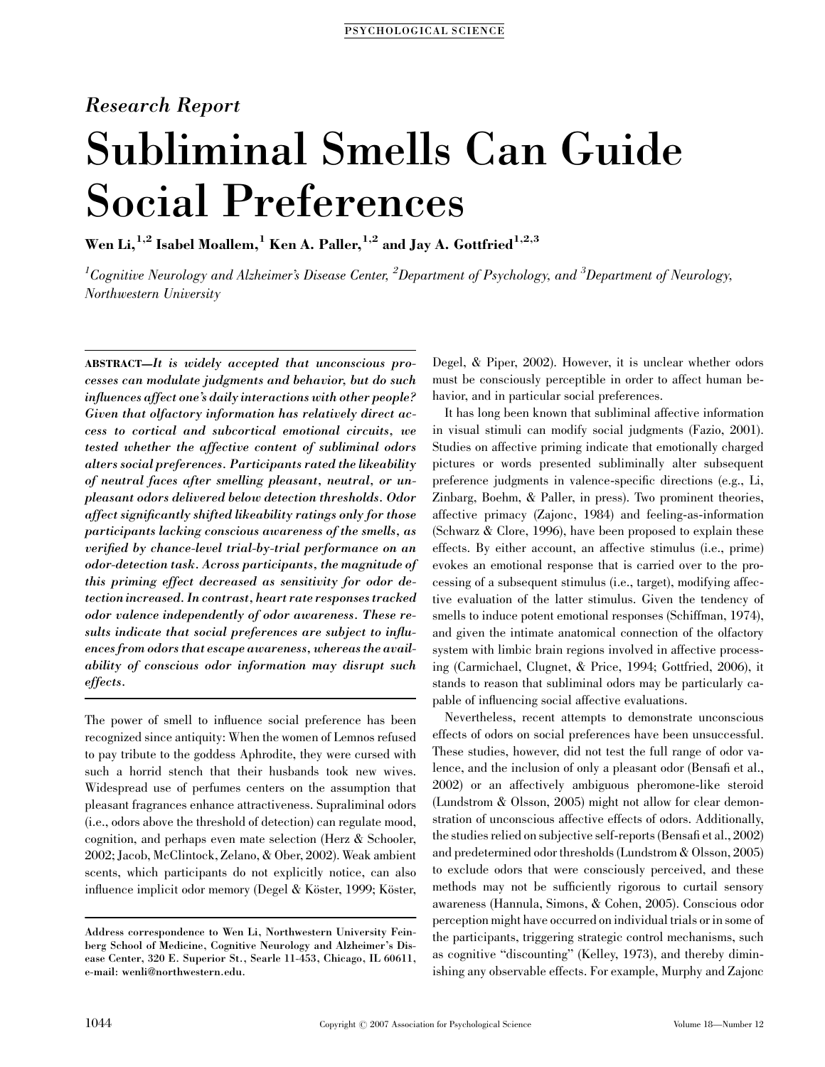Research Report

# Subliminal Smells Can Guide Social Preferences

**Wen Li,[1,2] Isabel Moallem,[1] Ken A. Paller,[1,2] and Jay A. Gottfried[1,2,3]**

*[1]Cognitive Neurology and Alzheimer's Disease Center, [2]Department of Psychology, and [3]Department of Neurology, Northwestern University*

ABSTRACT—*It is widely accepted that unconscious processes can modulate judgments and behavior, but do such influences affect one's daily interactions with other people? Given that olfactory information has relatively direct access to cortical and subcortical emotional circuits, we tested whether the affective content of subliminal odors alters social preferences. Participants rated the likeability of neutral faces after smelling pleasant, neutral, or unpleasant odors delivered below detection thresholds. Odor affect significantly shifted likeability ratings only for those participants lacking conscious awareness of the smells, as verified by chance-level trial-by-trial performance on an odor-detection task. Across participants, the magnitude of this priming effect decreased as sensitivity for odor detection increased. In contrast, heart rate responses tracked odor valence independently of odor awareness. These results indicate that social preferences are subject to influences from odors that escape awareness, whereas the availability of conscious odor information may disrupt such effects.*

The power of smell to influence social preference has been recognized since antiquity: When the women of Lemnos refused to pay tribute to the goddess Aphrodite, they were cursed with such a horrid stench that their husbands took new wives. Widespread use of perfumes centers on the assumption that pleasant fragrances enhance attractiveness. Supraliminal odors (i.e., odors above the threshold of detection) can regulate mood, cognition, and perhaps even mate selection (Herz & Schooler, 2002; Jacob, McClintock, Zelano, & Ober, 2002). Weak ambient scents, which participants do not explicitly notice, can also influence implicit odor memory (Degel & Köster, 1999; Köster, Degel, & Piper, 2002). However, it is unclear whether odors must be consciously perceptible in order to affect human behavior, and in particular social preferences.

It has long been known that subliminal affective information in visual stimuli can modify social judgments (Fazio, 2001). Studies on affective priming indicate that emotionally charged pictures or words presented subliminally alter subsequent preference judgments in valence-specific directions (e.g., Li, Zinbarg, Boehm, & Paller, in press). Two prominent theories, affective primacy (Zajonc, 1984) and feeling-as-information (Schwarz & Clore, 1996), have been proposed to explain these effects. By either account, an affective stimulus (i.e., prime) evokes an emotional response that is carried over to the processing of a subsequent stimulus (i.e., target), modifying affective evaluation of the latter stimulus. Given the tendency of smells to induce potent emotional responses (Schiffman, 1974), and given the intimate anatomical connection of the olfactory system with limbic brain regions involved in affective processing (Carmichael, Clugnet, & Price, 1994; Gottfried, 2006), it stands to reason that subliminal odors may be particularly capable of influencing social affective evaluations.

Nevertheless, recent attempts to demonstrate unconscious effects of odors on social preferences have been unsuccessful. These studies, however, did not test the full range of odor valence, and the inclusion of only a pleasant odor (Bensafi et al., 2002) or an affectively ambiguous pheromone-like steroid (Lundstrom & Olsson, 2005) might not allow for clear demonstration of unconscious affective effects of odors. Additionally, the studies relied on subjective self-reports (Bensafi et al., 2002) and predetermined odor thresholds (Lundstrom & Olsson, 2005) to exclude odors that were consciously perceived, and these methods may not be sufficiently rigorous to curtail sensory awareness (Hannula, Simons, & Cohen, 2005). Conscious odor perception might have occurred on individual trials or in some of the participants, triggering strategic control mechanisms, such as cognitive "discounting" (Kelley, 1973), and thereby diminishing any observable effects. For example, Murphy and Zajonc

Address correspondence to Wen Li, Northwestern University Feinberg School of Medicine, Cognitive Neurology and Alzheimer's Disease Center, 320 E. Superior St., Searle 11-453, Chicago, IL 60611, e-mail: wenli@northwestern.edu.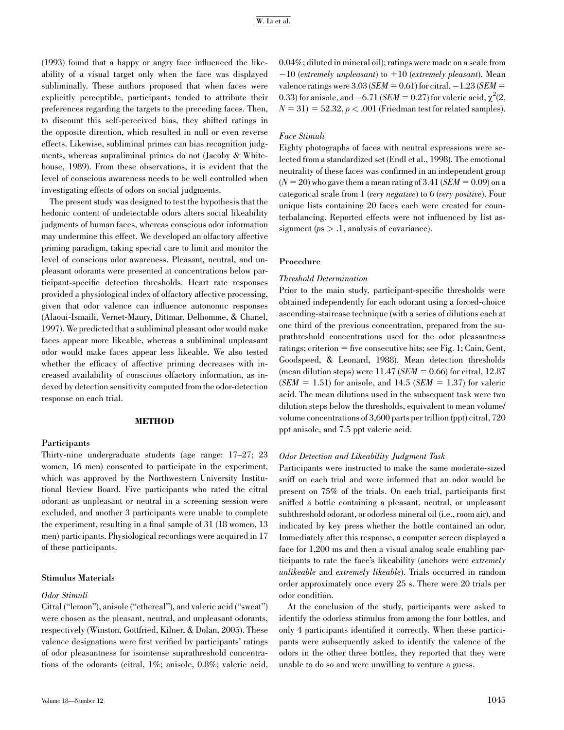(1993) found that a happy or angry face influenced the likeability of a visual target only when the face was displayed subliminally. These authors proposed that when faces were explicitly perceptible, participants tended to attribute their preferences regarding the targets to the preceding faces. Then, to discount this self-perceived bias, they shifted ratings in the opposite direction, which resulted in null or even reverse effects. Likewise, subliminal primes can bias recognition judgments, whereas supraliminal primes do not (Jacoby & Whitehouse, 1989). From these observations, it is evident that the level of conscious awareness needs to be well controlled when investigating effects of odors on social judgments.

The present study was designed to test the hypothesis that the hedonic content of undetectable odors alters social likeability judgments of human faces, whereas conscious odor information may undermine this effect. We developed an olfactory affective priming paradigm, taking special care to limit and monitor the level of conscious odor awareness. Pleasant, neutral, and unpleasant odorants were presented at concentrations below participant-specific detection thresholds. Heart rate responses provided a physiological index of olfactory affective processing, given that odor valence can influence autonomic responses (Alaoui-Ismaili, Vernet-Maury, Dittmar, Delhomme, & Chanel, 1997). We predicted that a subliminal pleasant odor would make faces appear more likeable, whereas a subliminal unpleasant odor would make faces appear less likeable. We also tested whether the efficacy of affective priming decreases with increased availability of conscious olfactory information, as indexed by detection sensitivity computed from the odor-detection response on each trial.

## METHOD

### Participants

Thirty-nine undergraduate students (age range: 17–27; 23 women, 16 men) consented to participate in the experiment, which was approved by the Northwestern University Institutional Review Board. Five participants who rated the citral odorant as unpleasant or neutral in a screening session were excluded, and another 3 participants were unable to complete the experiment, resulting in a final sample of 31 (18 women, 13 men) participants. Physiological recordings were acquired in 17 of these participants.

### Stimulus Materials

#### *Odor Stimuli*

Citral ("lemon"), anisole ("ethereal"), and valeric acid ("sweat") were chosen as the pleasant, neutral, and unpleasant odorants, respectively (Winston, Gottfried, Kilner, & Dolan, 2005). These valence designations were first verified by participants' ratings of odor pleasantness for isointense suprathreshold concentrations of the odorants (citral, 1%; anisole, 0.8%; valeric acid, 0.04%; diluted in mineral oil); ratings were made on a scale from −10 (*extremely unpleasant*) to +10 (*extremely pleasant*). Mean valence ratings were 3.03 ($SEM = 0.61$) for citral, −1.23 ($SEM = 0.33$) for anisole, and −6.71 ($SEM = 0.27$) for valeric acid, $\chi^2(2, N = 31) = 52.32$, $p < .001$ (Friedman test for related samples).

#### *Face Stimuli*

Eighty photographs of faces with neutral expressions were selected from a standardized set (Endl et al., 1998). The emotional neutrality of these faces was confirmed in an independent group ($N = 20$) who gave them a mean rating of 3.41 ($SEM = 0.09$) on a categorical scale from 1 (*very negative*) to 6 (*very positive*). Four unique lists containing 20 faces each were created for counterbalancing. Reported effects were not influenced by list assignment ($ps > .1$, analysis of covariance).

### Procedure

#### *Threshold Determination*

Prior to the main study, participant-specific thresholds were obtained independently for each odorant using a forced-choice ascending-staircase technique (with a series of dilutions each at one third of the previous concentration, prepared from the suprathreshold concentrations used for the odor pleasantness ratings; criterion = five consecutive hits; see Fig. 1; Cain, Gent, Goodspeed, & Leonard, 1988). Mean detection thresholds (mean dilution steps) were 11.47 ($SEM = 0.66$) for citral, 12.87 ($SEM = 1.51$) for anisole, and 14.5 ($SEM = 1.37$) for valeric acid. The mean dilutions used in the subsequent task were two dilution steps below the thresholds, equivalent to mean volume/volume concentrations of 3,600 parts per trillion (ppt) citral, 720 ppt anisole, and 7.5 ppt valeric acid.

#### *Odor Detection and Likeability Judgment Task*

Participants were instructed to make the same moderate-sized sniff on each trial and were informed that an odor would be present on 75% of the trials. On each trial, participants first sniffed a bottle containing a pleasant, neutral, or unpleasant subthreshold odorant, or odorless mineral oil (i.e., room air), and indicated by key press whether the bottle contained an odor. Immediately after this response, a computer screen displayed a face for 1,200 ms and then a visual analog scale enabling participants to rate the face's likeability (anchors were *extremely unlikeable* and *extremely likeable*). Trials occurred in random order approximately once every 25 s. There were 20 trials per odor condition.

At the conclusion of the study, participants were asked to identify the odorless stimulus from among the four bottles, and only 4 participants identified it correctly. When these participants were subsequently asked to identify the valence of the odors in the other three bottles, they reported that they were unable to do so and were unwilling to venture a guess.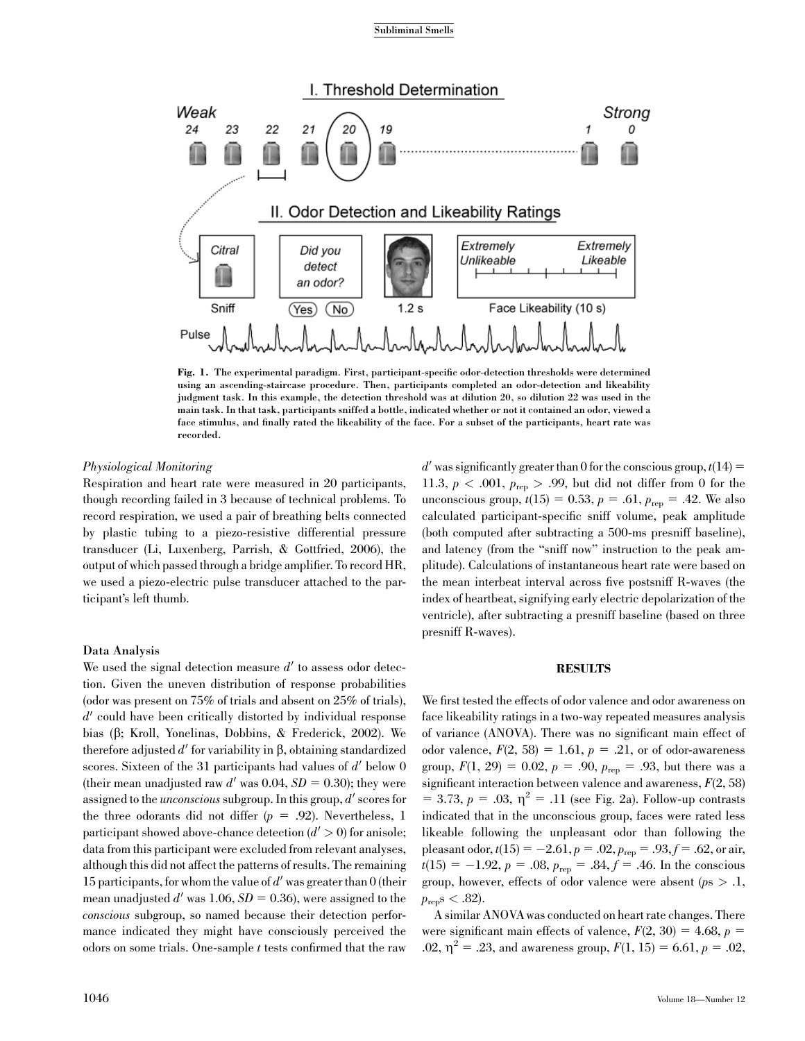Fig. 1. The experimental paradigm. First, participant-specific odor-detection thresholds were determined using an ascending-staircase procedure. Then, participants completed an odor-detection and likeability judgment task. In this example, the detection threshold was at dilution 20, so dilution 22 was used in the main task. In that task, participants sniffed a bottle, indicated whether or not it contained an odor, viewed a face stimulus, and finally rated the likeability of the face. For a subset of the participants, heart rate was recorded.

*Physiological Monitoring*

Respiration and heart rate were measured in 20 participants, though recording failed in 3 because of technical problems. To record respiration, we used a pair of breathing belts connected by plastic tubing to a piezo-resistive differential pressure transducer (Li, Luxenberg, Parrish, & Gottfried, 2006), the output of which passed through a bridge amplifier. To record HR, we used a piezo-electric pulse transducer attached to the participant's left thumb.

### Data Analysis

We used the signal detection measure $d'$ to assess odor detection. Given the uneven distribution of response probabilities (odor was present on 75% of trials and absent on 25% of trials), $d'$ could have been critically distorted by individual response bias (β; Kroll, Yonelinas, Dobbins, & Frederick, 2002). We therefore adjusted $d'$ for variability in β, obtaining standardized scores. Sixteen of the 31 participants had values of $d'$ below 0 (their mean unadjusted raw $d'$ was 0.04, $SD = 0.30$); they were assigned to the *unconscious* subgroup. In this group, $d'$ scores for the three odorants did not differ ($p = .92$). Nevertheless, 1 participant showed above-chance detection ($d' > 0$) for anisole; data from this participant were excluded from relevant analyses, although this did not affect the patterns of results. The remaining 15 participants, for whom the value of $d'$ was greater than 0 (their mean unadjusted $d'$ was 1.06, $SD = 0.36$), were assigned to the *conscious* subgroup, so named because their detection performance indicated they might have consciously perceived the odors on some trials. One-sample *t* tests confirmed that the raw $d'$ was significantly greater than 0 for the conscious group, $t(14) = 11.3$, $p < .001$, $p_{rep} > .99$, but did not differ from 0 for the unconscious group, $t(15) = 0.53$, $p = .61$, $p_{rep} = .42$. We also calculated participant-specific sniff volume, peak amplitude (both computed after subtracting a 500-ms presniff baseline), and latency (from the "sniff now" instruction to the peak amplitude). Calculations of instantaneous heart rate were based on the mean interbeat interval across five postsniff R-waves (the index of heartbeat, signifying early electric depolarization of the ventricle), after subtracting a presniff baseline (based on three presniff R-waves).

## RESULTS

We first tested the effects of odor valence and odor awareness on face likeability ratings in a two-way repeated measures analysis of variance (ANOVA). There was no significant main effect of odor valence, $F(2, 58) = 1.61$, $p = .21$, or of odor-awareness group, $F(1, 29) = 0.02$, $p = .90$, $p_{rep} = .93$, but there was a significant interaction between valence and awareness, $F(2, 58) = 3.73$, $p = .03$, $\eta^2 = .11$ (see Fig. 2a). Follow-up contrasts indicated that in the unconscious group, faces were rated less likeable following the unpleasant odor than following the pleasant odor, $t(15) = -2.61$, $p = .02$, $p_{rep} = .93$, $f = .62$, or air, $t(15) = -1.92$, $p = .08$, $p_{rep} = .84$, $f = .46$. In the conscious group, however, effects of odor valence were absent ($p$s $> .1$, $p_{rep}$s $< .82$).

A similar ANOVA was conducted on heart rate changes. There were significant main effects of valence, $F(2, 30) = 4.68$, $p = .02$, $\eta^2 = .23$, and awareness group, $F(1, 15) = 6.61$, $p = .02$,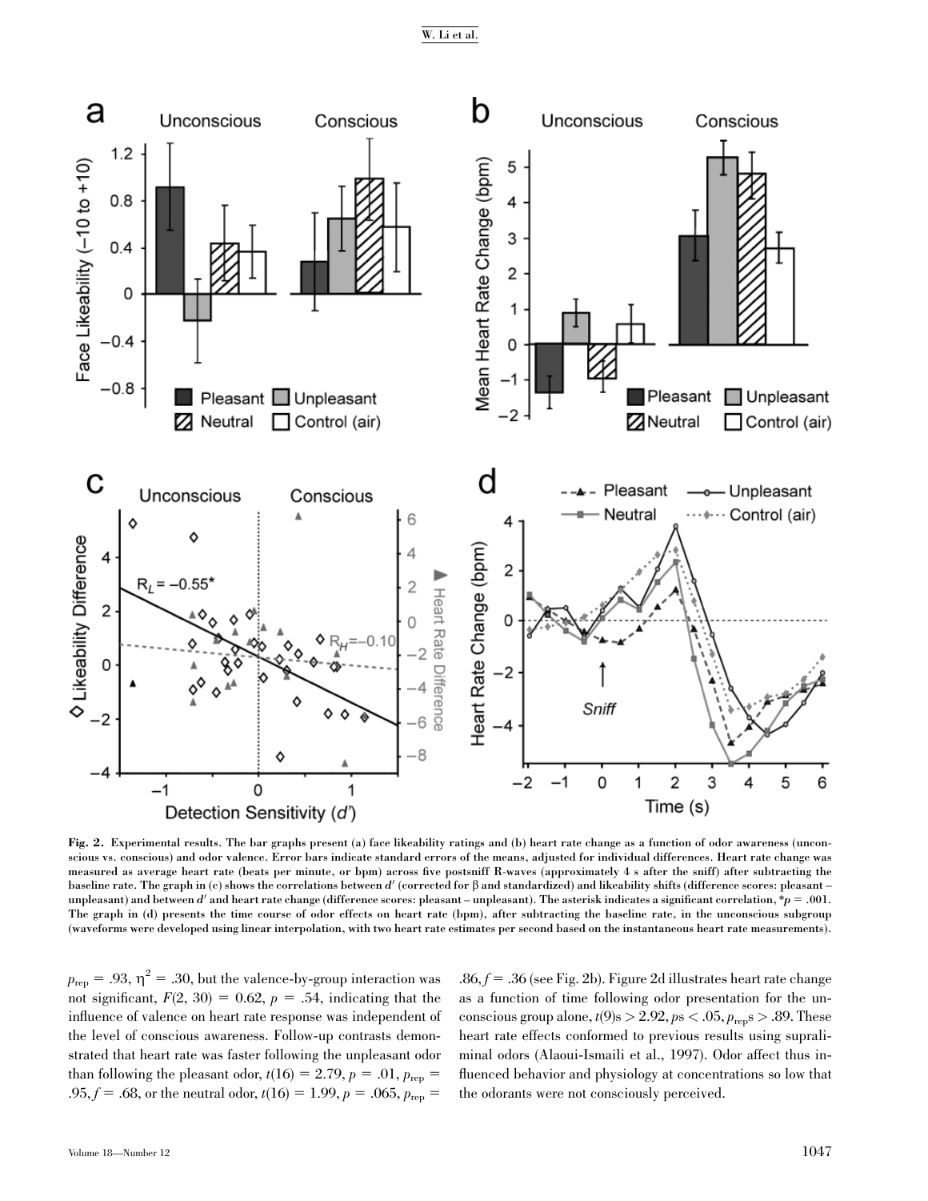**Fig. 2.** Experimental results. The bar graphs present (a) face likeability ratings and (b) heart rate change as a function of odor awareness (unconscious vs. conscious) and odor valence. Error bars indicate standard errors of the means, adjusted for individual differences. Heart rate change was measured as average heart rate (beats per minute, or bpm) across five postsniff R-waves (approximately 4 s after the sniff) after subtracting the baseline rate. The graph in (c) shows the correlations between $d'$ (corrected for $\beta$ and standardized) and likeability shifts (difference scores: pleasant – unpleasant) and between $d'$ and heart rate change (difference scores: pleasant – unpleasant). The asterisk indicates a significant correlation, *$p = .001$. The graph in (d) presents the time course of odor effects on heart rate (bpm), after subtracting the baseline rate, in the unconscious subgroup (waveforms were developed using linear interpolation, with two heart rate estimates per second based on the instantaneous heart rate measurements).

$p_{rep} = .93$, $\eta^2 = .30$, but the valence-by-group interaction was not significant, $F(2, 30) = 0.62$, $p = .54$, indicating that the influence of valence on heart rate response was independent of the level of conscious awareness. Follow-up contrasts demonstrated that heart rate was faster following the unpleasant odor than following the pleasant odor, $t(16) = 2.79$, $p = .01$, $p_{rep} = .95$, $f = .68$, or the neutral odor, $t(16) = 1.99$, $p = .065$, $p_{rep} = .86$, $f = .36$ (see Fig. 2b). Figure 2d illustrates heart rate change as a function of time following odor presentation for the unconscious group alone, $t(9)\text{s} > 2.92$, $p\text{s} < .05$, $p_{rep}\text{s} > .89$. These heart rate effects conformed to previous results using supraliminal odors (Alaoui-Ismaili et al., 1997). Odor affect thus influenced behavior and physiology at concentrations so low that the odorants were not consciously perceived.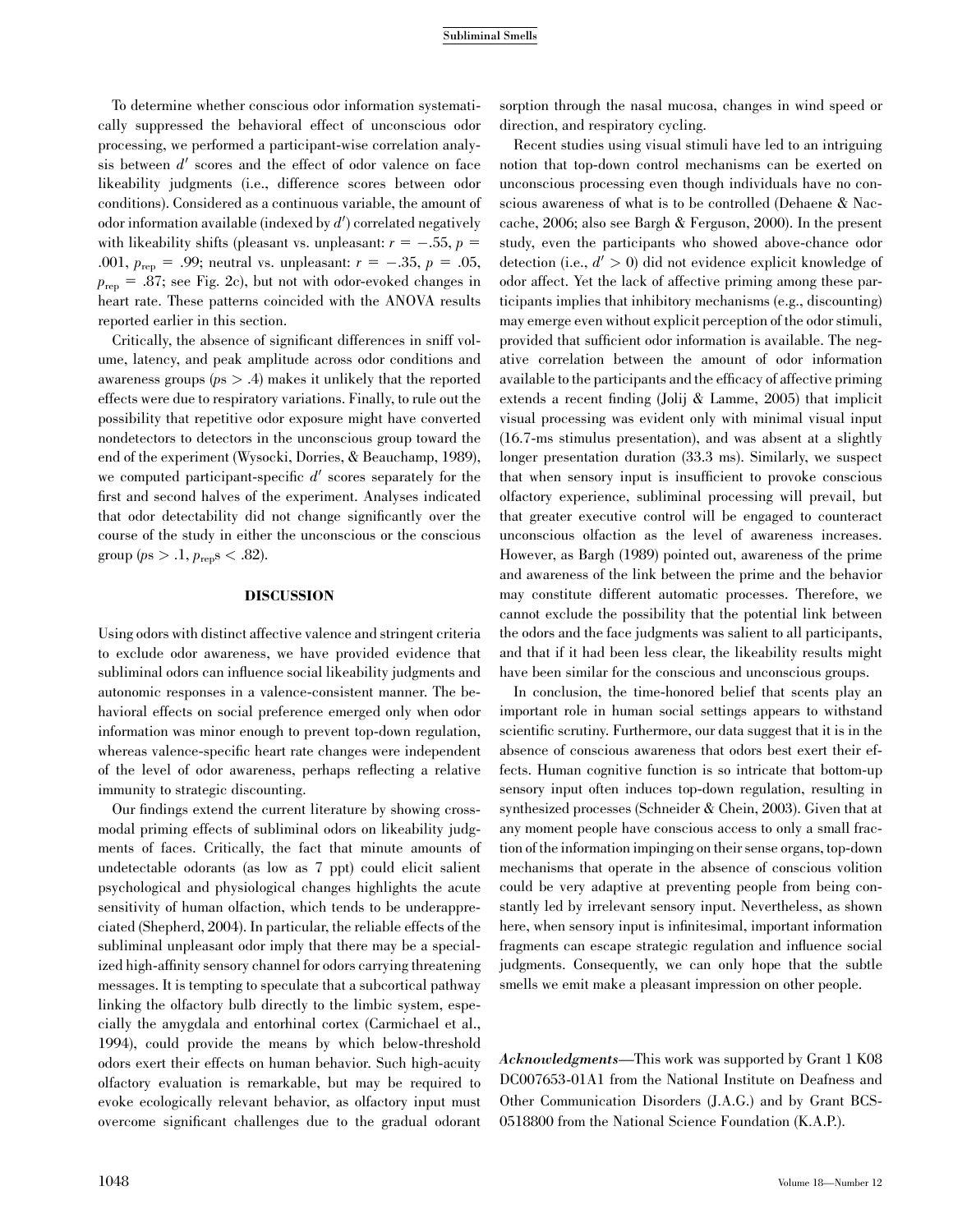To determine whether conscious odor information systematically suppressed the behavioral effect of unconscious odor processing, we performed a participant-wise correlation analysis between $d'$ scores and the effect of odor valence on face likeability judgments (i.e., difference scores between odor conditions). Considered as a continuous variable, the amount of odor information available (indexed by $d'$) correlated negatively with likeability shifts (pleasant vs. unpleasant: $r = -.55$, $p = .001$, $p_{rep} = .99$; neutral vs. unpleasant: $r = -.35$, $p = .05$, $p_{rep} = .87$; see Fig. 2c), but not with odor-evoked changes in heart rate. These patterns coincided with the ANOVA results reported earlier in this section.

Critically, the absence of significant differences in sniff volume, latency, and peak amplitude across odor conditions and awareness groups ($ps > .4$) makes it unlikely that the reported effects were due to respiratory variations. Finally, to rule out the possibility that repetitive odor exposure might have converted nondetectors to detectors in the unconscious group toward the end of the experiment (Wysocki, Dorries, & Beauchamp, 1989), we computed participant-specific $d'$ scores separately for the first and second halves of the experiment. Analyses indicated that odor detectability did not change significantly over the course of the study in either the unconscious or the conscious group ($ps > .1$, $p_{rep}s < .82$).

## DISCUSSION

Using odors with distinct affective valence and stringent criteria to exclude odor awareness, we have provided evidence that subliminal odors can influence social likeability judgments and autonomic responses in a valence-consistent manner. The behavioral effects on social preference emerged only when odor information was minor enough to prevent top-down regulation, whereas valence-specific heart rate changes were independent of the level of odor awareness, perhaps reflecting a relative immunity to strategic discounting.

Our findings extend the current literature by showing cross-modal priming effects of subliminal odors on likeability judgments of faces. Critically, the fact that minute amounts of undetectable odorants (as low as 7 ppt) could elicit salient psychological and physiological changes highlights the acute sensitivity of human olfaction, which tends to be underappreciated (Shepherd, 2004). In particular, the reliable effects of the subliminal unpleasant odor imply that there may be a specialized high-affinity sensory channel for odors carrying threatening messages. It is tempting to speculate that a subcortical pathway linking the olfactory bulb directly to the limbic system, especially the amygdala and entorhinal cortex (Carmichael et al., 1994), could provide the means by which below-threshold odors exert their effects on human behavior. Such high-acuity olfactory evaluation is remarkable, but may be required to evoke ecologically relevant behavior, as olfactory input must overcome significant challenges due to the gradual odorant sorption through the nasal mucosa, changes in wind speed or direction, and respiratory cycling.

Recent studies using visual stimuli have led to an intriguing notion that top-down control mechanisms can be exerted on unconscious processing even though individuals have no conscious awareness of what is to be controlled (Dehaene & Naccache, 2006; also see Bargh & Ferguson, 2000). In the present study, even the participants who showed above-chance odor detection (i.e., $d' > 0$) did not evidence explicit knowledge of odor affect. Yet the lack of affective priming among these participants implies that inhibitory mechanisms (e.g., discounting) may emerge even without explicit perception of the odor stimuli, provided that sufficient odor information is available. The negative correlation between the amount of odor information available to the participants and the efficacy of affective priming extends a recent finding (Jolij & Lamme, 2005) that implicit visual processing was evident only with minimal visual input (16.7-ms stimulus presentation), and was absent at a slightly longer presentation duration (33.3 ms). Similarly, we suspect that when sensory input is insufficient to provoke conscious olfactory experience, subliminal processing will prevail, but that greater executive control will be engaged to counteract unconscious olfaction as the level of awareness increases. However, as Bargh (1989) pointed out, awareness of the prime and awareness of the link between the prime and the behavior may constitute different automatic processes. Therefore, we cannot exclude the possibility that the potential link between the odors and the face judgments was salient to all participants, and that if it had been less clear, the likeability results might have been similar for the conscious and unconscious groups.

In conclusion, the time-honored belief that scents play an important role in human social settings appears to withstand scientific scrutiny. Furthermore, our data suggest that it is in the absence of conscious awareness that odors best exert their effects. Human cognitive function is so intricate that bottom-up sensory input often induces top-down regulation, resulting in synthesized processes (Schneider & Chein, 2003). Given that at any moment people have conscious access to only a small fraction of the information impinging on their sense organs, top-down mechanisms that operate in the absence of conscious volition could be very adaptive at preventing people from being constantly led by irrelevant sensory input. Nevertheless, as shown here, when sensory input is infinitesimal, important information fragments can escape strategic regulation and influence social judgments. Consequently, we can only hope that the subtle smells we emit make a pleasant impression on other people.

***Acknowledgments***—This work was supported by Grant 1 K08 DC007653-01A1 from the National Institute on Deafness and Other Communication Disorders (J.A.G.) and by Grant BCS-0518800 from the National Science Foundation (K.A.P.).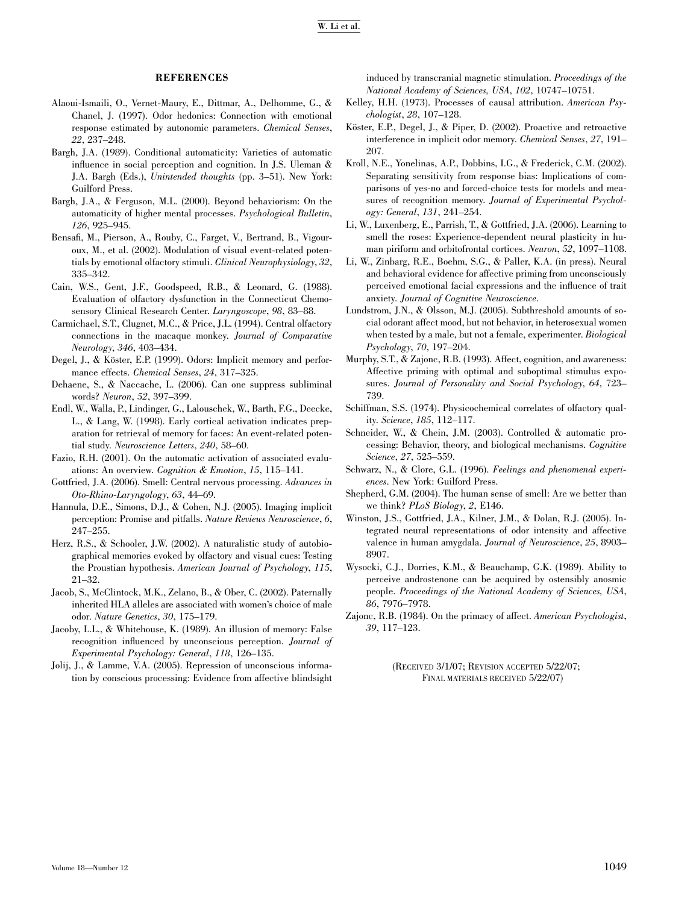## REFERENCES

Alaoui-Ismaili, O., Vernet-Maury, E., Dittmar, A., Delhomme, G., & Chanel, J. (1997). Odor hedonics: Connection with emotional response estimated by autonomic parameters. *Chemical Senses*, *22*, 237–248.

Bargh, J.A. (1989). Conditional automaticity: Varieties of automatic influence in social perception and cognition. In J.S. Uleman & J.A. Bargh (Eds.), *Unintended thoughts* (pp. 3–51). New York: Guilford Press.

Bargh, J.A., & Ferguson, M.L. (2000). Beyond behaviorism: On the automaticity of higher mental processes. *Psychological Bulletin*, *126*, 925–945.

Bensafi, M., Pierson, A., Rouby, C., Farget, V., Bertrand, B., Vigouroux, M., et al. (2002). Modulation of visual event-related potentials by emotional olfactory stimuli. *Clinical Neurophysiology*, *32*, 335–342.

Cain, W.S., Gent, J.F., Goodspeed, R.B., & Leonard, G. (1988). Evaluation of olfactory dysfunction in the Connecticut Chemosensory Clinical Research Center. *Laryngoscope*, *98*, 83–88.

Carmichael, S.T., Clugnet, M.C., & Price, J.L. (1994). Central olfactory connections in the macaque monkey. *Journal of Comparative Neurology*, *346*, 403–434.

Degel, J., & Köster, E.P. (1999). Odors: Implicit memory and performance effects. *Chemical Senses*, *24*, 317–325.

Dehaene, S., & Naccache, L. (2006). Can one suppress subliminal words? *Neuron*, *52*, 397–399.

Endl, W., Walla, P., Lindinger, G., Lalouschek, W., Barth, F.G., Deecke, L., & Lang, W. (1998). Early cortical activation indicates preparation for retrieval of memory for faces: An event-related potential study. *Neuroscience Letters*, *240*, 58–60.

Fazio, R.H. (2001). On the automatic activation of associated evaluations: An overview. *Cognition & Emotion*, *15*, 115–141.

Gottfried, J.A. (2006). Smell: Central nervous processing. *Advances in Oto-Rhino-Laryngology*, *63*, 44–69.

Hannula, D.E., Simons, D.J., & Cohen, N.J. (2005). Imaging implicit perception: Promise and pitfalls. *Nature Reviews Neuroscience*, *6*, 247–255.

Herz, R.S., & Schooler, J.W. (2002). A naturalistic study of autobiographical memories evoked by olfactory and visual cues: Testing the Proustian hypothesis. *American Journal of Psychology*, *115*, 21–32.

Jacob, S., McClintock, M.K., Zelano, B., & Ober, C. (2002). Paternally inherited HLA alleles are associated with women's choice of male odor. *Nature Genetics*, *30*, 175–179.

Jacoby, L.L., & Whitehouse, K. (1989). An illusion of memory: False recognition influenced by unconscious perception. *Journal of Experimental Psychology: General*, *118*, 126–135.

Jolij, J., & Lamme, V.A. (2005). Repression of unconscious information by conscious processing: Evidence from affective blindsight induced by transcranial magnetic stimulation. *Proceedings of the National Academy of Sciences, USA*, *102*, 10747–10751.

Kelley, H.H. (1973). Processes of causal attribution. *American Psychologist*, *28*, 107–128.

Köster, E.P., Degel, J., & Piper, D. (2002). Proactive and retroactive interference in implicit odor memory. *Chemical Senses*, *27*, 191–207.

Kroll, N.E., Yonelinas, A.P., Dobbins, I.G., & Frederick, C.M. (2002). Separating sensitivity from response bias: Implications of comparisons of yes-no and forced-choice tests for models and measures of recognition memory. *Journal of Experimental Psychology: General*, *131*, 241–254.

Li, W., Luxenberg, E., Parrish, T., & Gottfried, J.A. (2006). Learning to smell the roses: Experience-dependent neural plasticity in human piriform and orbitofrontal cortices. *Neuron*, *52*, 1097–1108.

Li, W., Zinbarg, R.E., Boehm, S.G., & Paller, K.A. (in press). Neural and behavioral evidence for affective priming from unconsciously perceived emotional facial expressions and the influence of trait anxiety. *Journal of Cognitive Neuroscience*.

Lundstrom, J.N., & Olsson, M.J. (2005). Subthreshold amounts of social odorant affect mood, but not behavior, in heterosexual women when tested by a male, but not a female, experimenter. *Biological Psychology*, *70*, 197–204.

Murphy, S.T., & Zajonc, R.B. (1993). Affect, cognition, and awareness: Affective priming with optimal and suboptimal stimulus exposures. *Journal of Personality and Social Psychology*, *64*, 723–739.

Schiffman, S.S. (1974). Physicochemical correlates of olfactory quality. *Science*, *185*, 112–117.

Schneider, W., & Chein, J.M. (2003). Controlled & automatic processing: Behavior, theory, and biological mechanisms. *Cognitive Science*, *27*, 525–559.

Schwarz, N., & Clore, G.L. (1996). *Feelings and phenomenal experiences*. New York: Guilford Press.

Shepherd, G.M. (2004). The human sense of smell: Are we better than we think? *PLoS Biology*, *2*, E146.

Winston, J.S., Gottfried, J.A., Kilner, J.M., & Dolan, R.J. (2005). Integrated neural representations of odor intensity and affective valence in human amygdala. *Journal of Neuroscience*, *25*, 8903–8907.

Wysocki, C.J., Dorries, K.M., & Beauchamp, G.K. (1989). Ability to perceive androstenone can be acquired by ostensibly anosmic people. *Proceedings of the National Academy of Sciences, USA*, *86*, 7976–7978.

Zajonc, R.B. (1984). On the primacy of affect. *American Psychologist*, *39*, 117–123.

(Received 3/1/07; Revision accepted 5/22/07; Final materials received 5/22/07)